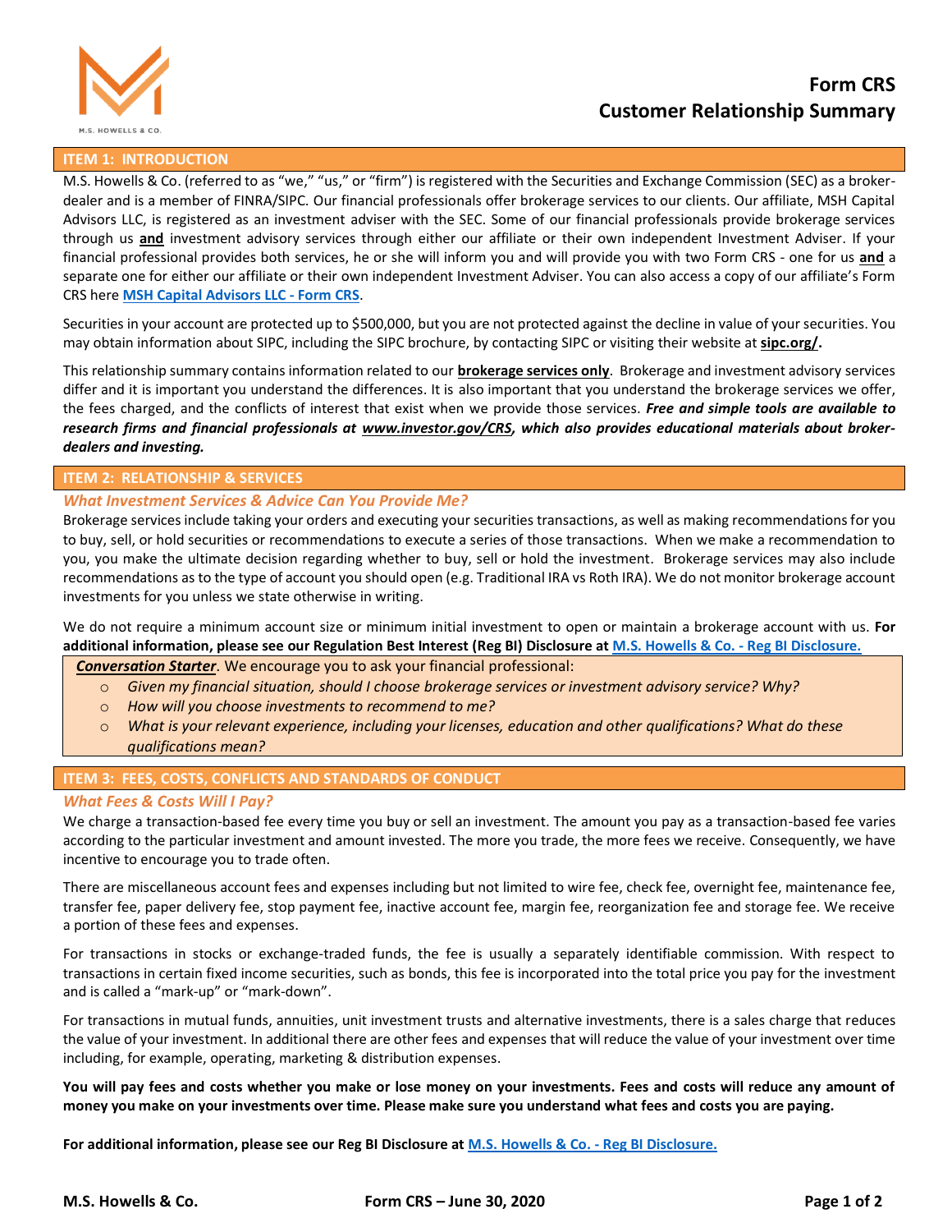# Form CRS
# Customer Relationship Summary

## ITEM 1: INTRODUCTION

M.S. Howells & Co. (referred to as "we," "us," or "firm") is registered with the Securities and Exchange Commission (SEC) as a broker-dealer and is a member of FINRA/SIPC. Our financial professionals offer brokerage services to our clients. Our affiliate, MSH Capital Advisors LLC, is registered as an investment adviser with the SEC. Some of our financial professionals provide brokerage services through us **and** investment advisory services through either our affiliate or their own independent Investment Adviser. If your financial professional provides both services, he or she will inform you and will provide you with two Form CRS - one for us **and** a separate one for either our affiliate or their own independent Investment Adviser. You can also access a copy of our affiliate's Form CRS here **MSH Capital Advisors LLC - Form CRS**.

Securities in your account are protected up to $500,000, but you are not protected against the decline in value of your securities. You may obtain information about SIPC, including the SIPC brochure, by contacting SIPC or visiting their website at **sipc.org/**.

This relationship summary contains information related to our **brokerage services only**. Brokerage and investment advisory services differ and it is important you understand the differences. It is also important that you understand the brokerage services we offer, the fees charged, and the conflicts of interest that exist when we provide those services. ***Free and simple tools are available to research firms and financial professionals at www.investor.gov/CRS, which also provides educational materials about broker-dealers and investing.***

## ITEM 2: RELATIONSHIP & SERVICES

### *What Investment Services & Advice Can You Provide Me?*

Brokerage services include taking your orders and executing your securities transactions, as well as making recommendations for you to buy, sell, or hold securities or recommendations to execute a series of those transactions. When we make a recommendation to you, you make the ultimate decision regarding whether to buy, sell or hold the investment. Brokerage services may also include recommendations as to the type of account you should open (e.g. Traditional IRA vs Roth IRA). We do not monitor brokerage account investments for you unless we state otherwise in writing.

We do not require a minimum account size or minimum initial investment to open or maintain a brokerage account with us. **For additional information, please see our Regulation Best Interest (Reg BI) Disclosure at M.S. Howells & Co. - Reg BI Disclosure.**

***Conversation Starter***. We encourage you to ask your financial professional:

- *Given my financial situation, should I choose brokerage services or investment advisory service? Why?*
- *How will you choose investments to recommend to me?*
- *What is your relevant experience, including your licenses, education and other qualifications? What do these qualifications mean?*

## ITEM 3: FEES, COSTS, CONFLICTS AND STANDARDS OF CONDUCT

### *What Fees & Costs Will I Pay?*

We charge a transaction-based fee every time you buy or sell an investment. The amount you pay as a transaction-based fee varies according to the particular investment and amount invested. The more you trade, the more fees we receive. Consequently, we have incentive to encourage you to trade often.

There are miscellaneous account fees and expenses including but not limited to wire fee, check fee, overnight fee, maintenance fee, transfer fee, paper delivery fee, stop payment fee, inactive account fee, margin fee, reorganization fee and storage fee. We receive a portion of these fees and expenses.

For transactions in stocks or exchange-traded funds, the fee is usually a separately identifiable commission. With respect to transactions in certain fixed income securities, such as bonds, this fee is incorporated into the total price you pay for the investment and is called a "mark-up" or "mark-down".

For transactions in mutual funds, annuities, unit investment trusts and alternative investments, there is a sales charge that reduces the value of your investment. In additional there are other fees and expenses that will reduce the value of your investment over time including, for example, operating, marketing & distribution expenses.

**You will pay fees and costs whether you make or lose money on your investments. Fees and costs will reduce any amount of money you make on your investments over time. Please make sure you understand what fees and costs you are paying.**

**For additional information, please see our Reg BI Disclosure at M.S. Howells & Co. - Reg BI Disclosure.**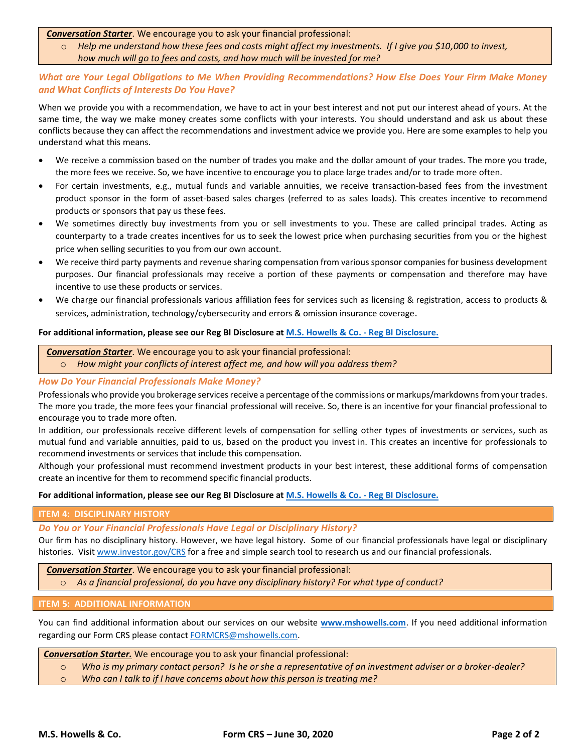***Conversation Starter***. We encourage you to ask your financial professional:

- *Help me understand how these fees and costs might affect my investments. If I give you $10,000 to invest, how much will go to fees and costs, and how much will be invested for me?*

### *What are Your Legal Obligations to Me When Providing Recommendations? How Else Does Your Firm Make Money and What Conflicts of Interests Do You Have?*

When we provide you with a recommendation, we have to act in your best interest and not put our interest ahead of yours. At the same time, the way we make money creates some conflicts with your interests. You should understand and ask us about these conflicts because they can affect the recommendations and investment advice we provide you. Here are some examples to help you understand what this means.

- We receive a commission based on the number of trades you make and the dollar amount of your trades. The more you trade, the more fees we receive. So, we have incentive to encourage you to place large trades and/or to trade more often.
- For certain investments, e.g., mutual funds and variable annuities, we receive transaction-based fees from the investment product sponsor in the form of asset-based sales charges (referred to as sales loads). This creates incentive to recommend products or sponsors that pay us these fees.
- We sometimes directly buy investments from you or sell investments to you. These are called principal trades. Acting as counterparty to a trade creates incentives for us to seek the lowest price when purchasing securities from you or the highest price when selling securities to you from our own account.
- We receive third party payments and revenue sharing compensation from various sponsor companies for business development purposes. Our financial professionals may receive a portion of these payments or compensation and therefore may have incentive to use these products or services.
- We charge our financial professionals various affiliation fees for services such as licensing & registration, access to products & services, administration, technology/cybersecurity and errors & omission insurance coverage.

**For additional information, please see our Reg BI Disclosure at [M.S. Howells & Co. - Reg BI Disclosure.](M.S. Howells & Co. - Reg BI Disclosure.)**

***Conversation Starter***. We encourage you to ask your financial professional:

- *How might your conflicts of interest affect me, and how will you address them?*

### *How Do Your Financial Professionals Make Money?*

Professionals who provide you brokerage services receive a percentage of the commissions or markups/markdowns from your trades. The more you trade, the more fees your financial professional will receive. So, there is an incentive for your financial professional to encourage you to trade more often.

In addition, our professionals receive different levels of compensation for selling other types of investments or services, such as mutual fund and variable annuities, paid to us, based on the product you invest in. This creates an incentive for professionals to recommend investments or services that include this compensation.

Although your professional must recommend investment products in your best interest, these additional forms of compensation create an incentive for them to recommend specific financial products.

**For additional information, please see our Reg BI Disclosure at M.S. Howells & Co. - Reg BI Disclosure.**

## ITEM 4: DISCIPLINARY HISTORY

### *Do You or Your Financial Professionals Have Legal or Disciplinary History?*

Our firm has no disciplinary history. However, we have legal history. Some of our financial professionals have legal or disciplinary histories. Visit www.investor.gov/CRS for a free and simple search tool to research us and our financial professionals.

***Conversation Starter***. We encourage you to ask your financial professional:

- *As a financial professional, do you have any disciplinary history? For what type of conduct?*

## ITEM 5: ADDITIONAL INFORMATION

You can find additional information about our services on our website **www.mshowells.com**. If you need additional information regarding our Form CRS please contact FORMCRS@mshowells.com.

***Conversation Starter.*** We encourage you to ask your financial professional:

- *Who is my primary contact person? Is he or she a representative of an investment adviser or a broker-dealer?*
- *Who can I talk to if I have concerns about how this person is treating me?*